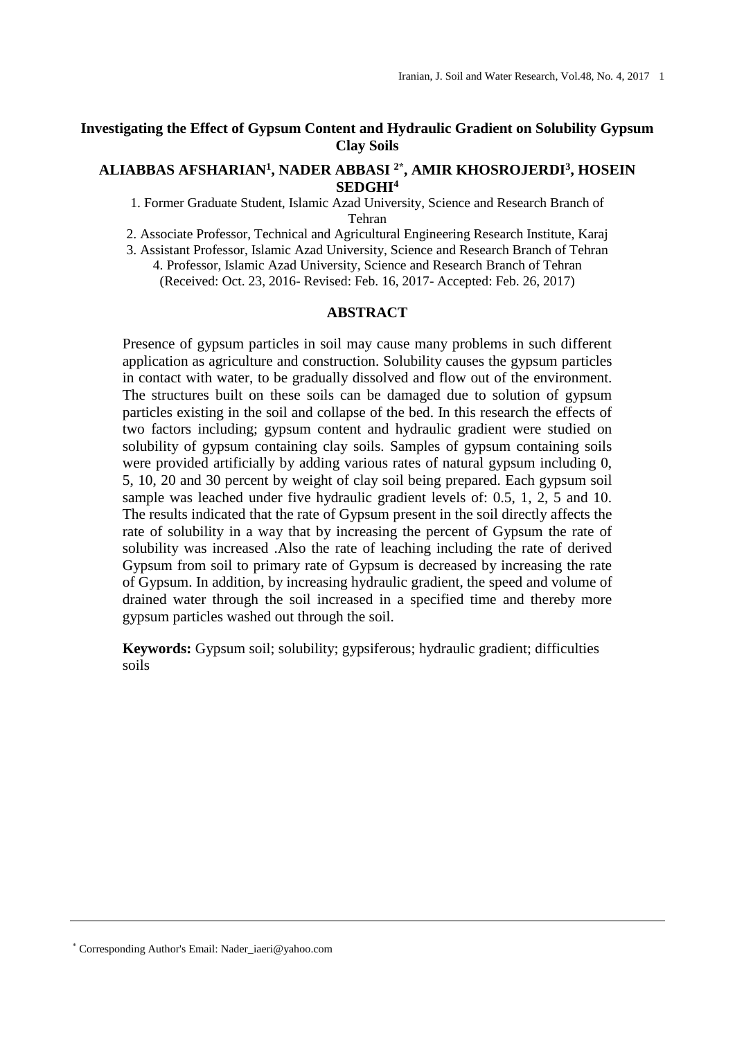# Investigating the Effect of Gypsum Content and Hydraulic Gradient on Solubility Gypsum Clay Soils

**ALIABBAS AFSHARIAN[1], NADER ABBASI [2*], AMIR KHOSROJERDI[3], HOSEIN SEDGHI[4]**

1. Former Graduate Student, Islamic Azad University, Science and Research Branch of Tehran
2. Associate Professor, Technical and Agricultural Engineering Research Institute, Karaj
3. Assistant Professor, Islamic Azad University, Science and Research Branch of Tehran
4. Professor, Islamic Azad University, Science and Research Branch of Tehran

(Received: Oct. 23, 2016- Revised: Feb. 16, 2017- Accepted: Feb. 26, 2017)

## ABSTRACT

Presence of gypsum particles in soil may cause many problems in such different application as agriculture and construction. Solubility causes the gypsum particles in contact with water, to be gradually dissolved and flow out of the environment. The structures built on these soils can be damaged due to solution of gypsum particles existing in the soil and collapse of the bed. In this research the effects of two factors including; gypsum content and hydraulic gradient were studied on solubility of gypsum containing clay soils. Samples of gypsum containing soils were provided artificially by adding various rates of natural gypsum including 0, 5, 10, 20 and 30 percent by weight of clay soil being prepared. Each gypsum soil sample was leached under five hydraulic gradient levels of: 0.5, 1, 2, 5 and 10. The results indicated that the rate of Gypsum present in the soil directly affects the rate of solubility in a way that by increasing the percent of Gypsum the rate of solubility was increased .Also the rate of leaching including the rate of derived Gypsum from soil to primary rate of Gypsum is decreased by increasing the rate of Gypsum. In addition, by increasing hydraulic gradient, the speed and volume of drained water through the soil increased in a specified time and thereby more gypsum particles washed out through the soil.

**Keywords:** Gypsum soil; solubility; gypsiferous; hydraulic gradient; difficulties soils

[*] Corresponding Author's Email: Nader_iaeri@yahoo.com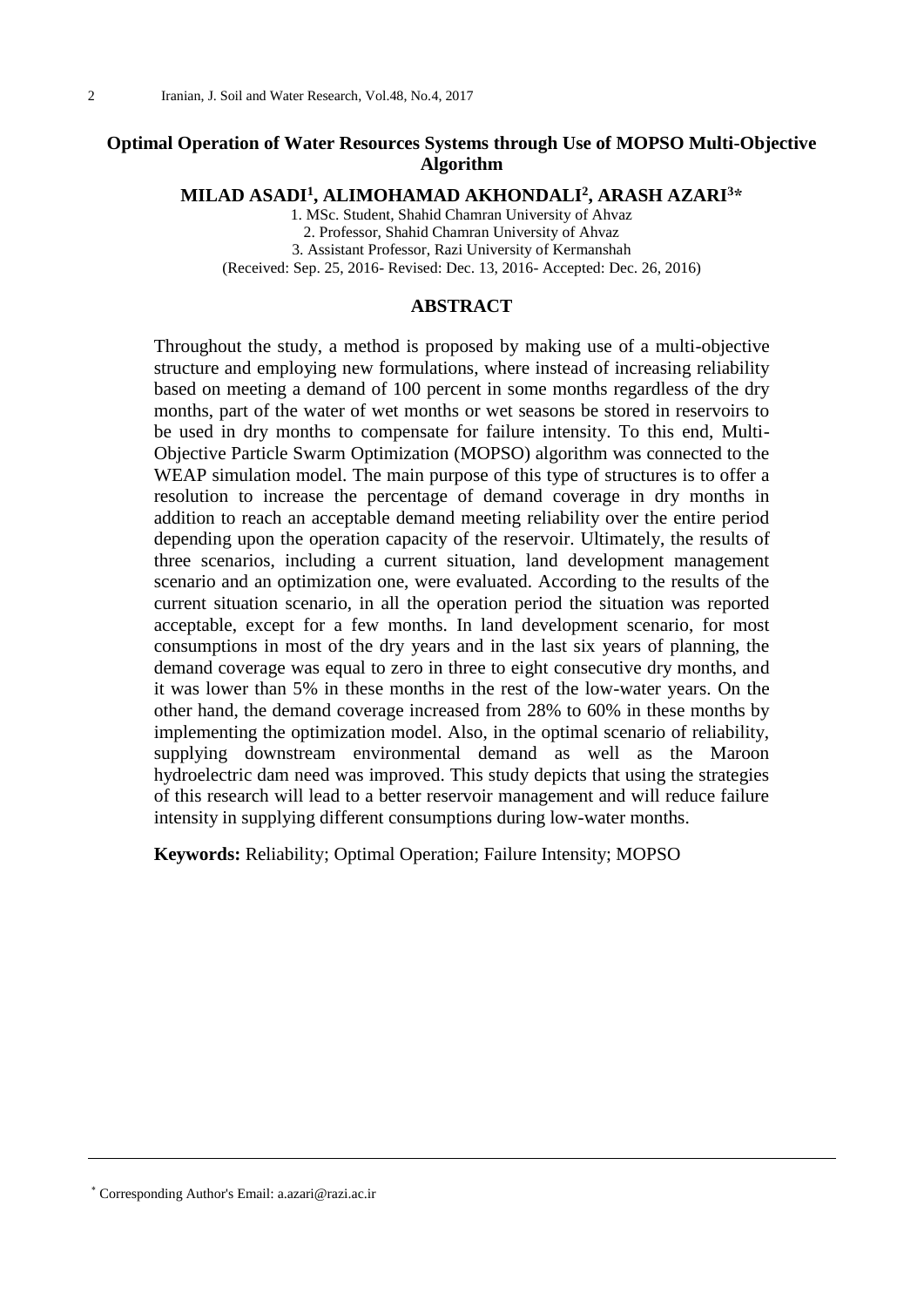# Optimal Operation of Water Resources Systems through Use of MOPSO Multi-Objective Algorithm

**MILAD ASADI[1], ALIMOHAMAD AKHONDALI[2], ARASH AZARI[3]***

1. MSc. Student, Shahid Chamran University of Ahvaz
2. Professor, Shahid Chamran University of Ahvaz
3. Assistant Professor, Razi University of Kermanshah

(Received: Sep. 25, 2016- Revised: Dec. 13, 2016- Accepted: Dec. 26, 2016)

## ABSTRACT

Throughout the study, a method is proposed by making use of a multi-objective structure and employing new formulations, where instead of increasing reliability based on meeting a demand of 100 percent in some months regardless of the dry months, part of the water of wet months or wet seasons be stored in reservoirs to be used in dry months to compensate for failure intensity. To this end, Multi-Objective Particle Swarm Optimization (MOPSO) algorithm was connected to the WEAP simulation model. The main purpose of this type of structures is to offer a resolution to increase the percentage of demand coverage in dry months in addition to reach an acceptable demand meeting reliability over the entire period depending upon the operation capacity of the reservoir. Ultimately, the results of three scenarios, including a current situation, land development management scenario and an optimization one, were evaluated. According to the results of the current situation scenario, in all the operation period the situation was reported acceptable, except for a few months. In land development scenario, for most consumptions in most of the dry years and in the last six years of planning, the demand coverage was equal to zero in three to eight consecutive dry months, and it was lower than 5% in these months in the rest of the low-water years. On the other hand, the demand coverage increased from 28% to 60% in these months by implementing the optimization model. Also, in the optimal scenario of reliability, supplying downstream environmental demand as well as the Maroon hydroelectric dam need was improved. This study depicts that using the strategies of this research will lead to a better reservoir management and will reduce failure intensity in supplying different consumptions during low-water months.

**Keywords:** Reliability; Optimal Operation; Failure Intensity; MOPSO

* Corresponding Author's Email: a.azari@razi.ac.ir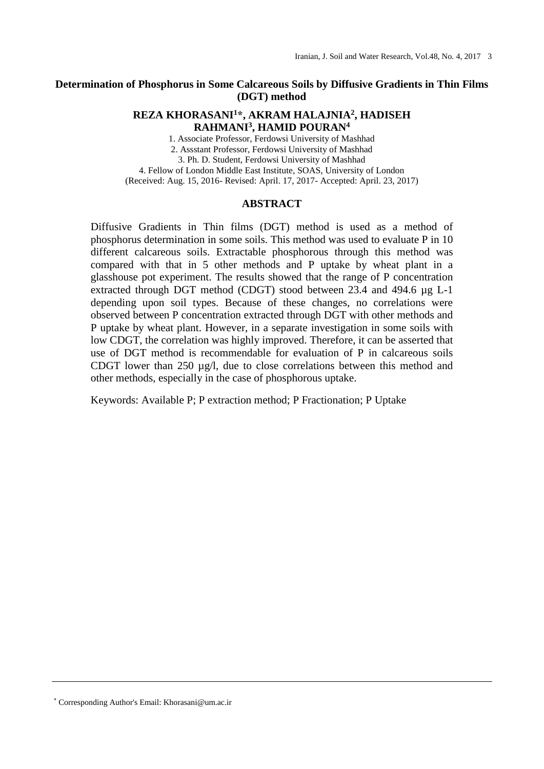# Determination of Phosphorus in Some Calcareous Soils by Diffusive Gradients in Thin Films (DGT) method

**REZA KHORASANI[1]*, AKRAM HALAJNIA[2], HADISEH RAHMANI[3], HAMID POURAN[4]**

1. Associate Professor, Ferdowsi University of Mashhad
2. Assstant Professor, Ferdowsi University of Mashhad
3. Ph. D. Student, Ferdowsi University of Mashhad
4. Fellow of London Middle East Institute, SOAS, University of London

(Received: Aug. 15, 2016- Revised: April. 17, 2017- Accepted: April. 23, 2017)

## ABSTRACT

Diffusive Gradients in Thin films (DGT) method is used as a method of phosphorus determination in some soils. This method was used to evaluate P in 10 different calcareous soils. Extractable phosphorous through this method was compared with that in 5 other methods and P uptake by wheat plant in a glasshouse pot experiment. The results showed that the range of P concentration extracted through DGT method (CDGT) stood between 23.4 and 494.6 µg L-1 depending upon soil types. Because of these changes, no correlations were observed between P concentration extracted through DGT with other methods and P uptake by wheat plant. However, in a separate investigation in some soils with low CDGT, the correlation was highly improved. Therefore, it can be asserted that use of DGT method is recommendable for evaluation of P in calcareous soils CDGT lower than 250 µg/l, due to close correlations between this method and other methods, especially in the case of phosphorous uptake.

Keywords: Available P; P extraction method; P Fractionation; P Uptake

* Corresponding Author's Email: Khorasani@um.ac.ir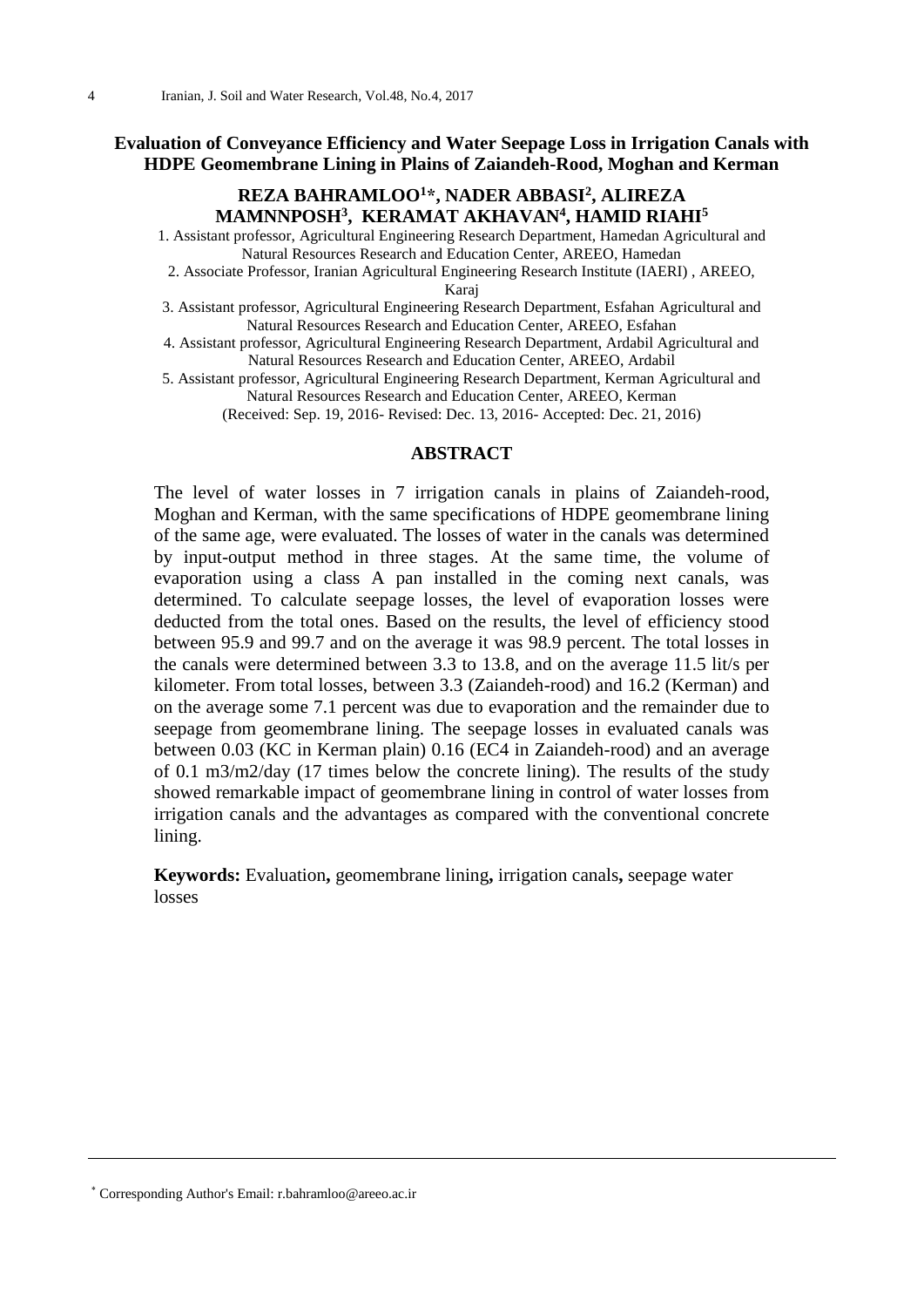# Evaluation of Conveyance Efficiency and Water Seepage Loss in Irrigation Canals with HDPE Geomembrane Lining in Plains of Zaiandeh-Rood, Moghan and Kerman

**REZA BAHRAMLOO[1]*, NADER ABBASI[2], ALIREZA MAMNNPOSH[3], KERAMAT AKHAVAN[4], HAMID RIAHI[5]**

1. Assistant professor, Agricultural Engineering Research Department, Hamedan Agricultural and Natural Resources Research and Education Center, AREEO, Hamedan
2. Associate Professor, Iranian Agricultural Engineering Research Institute (IAERI) , AREEO, Karaj
3. Assistant professor, Agricultural Engineering Research Department, Esfahan Agricultural and Natural Resources Research and Education Center, AREEO, Esfahan
4. Assistant professor, Agricultural Engineering Research Department, Ardabil Agricultural and Natural Resources Research and Education Center, AREEO, Ardabil
5. Assistant professor, Agricultural Engineering Research Department, Kerman Agricultural and Natural Resources Research and Education Center, AREEO, Kerman

(Received: Sep. 19, 2016- Revised: Dec. 13, 2016- Accepted: Dec. 21, 2016)

## ABSTRACT

The level of water losses in 7 irrigation canals in plains of Zaiandeh-rood, Moghan and Kerman, with the same specifications of HDPE geomembrane lining of the same age, were evaluated. The losses of water in the canals was determined by input-output method in three stages. At the same time, the volume of evaporation using a class A pan installed in the coming next canals, was determined. To calculate seepage losses, the level of evaporation losses were deducted from the total ones. Based on the results, the level of efficiency stood between 95.9 and 99.7 and on the average it was 98.9 percent. The total losses in the canals were determined between 3.3 to 13.8, and on the average 11.5 lit/s per kilometer. From total losses, between 3.3 (Zaiandeh-rood) and 16.2 (Kerman) and on the average some 7.1 percent was due to evaporation and the remainder due to seepage from geomembrane lining. The seepage losses in evaluated canals was between 0.03 (KC in Kerman plain) 0.16 (EC4 in Zaiandeh-rood) and an average of 0.1 m3/m2/day (17 times below the concrete lining). The results of the study showed remarkable impact of geomembrane lining in control of water losses from irrigation canals and the advantages as compared with the conventional concrete lining.

**Keywords:** Evaluation**,** geomembrane lining**,** irrigation canals**,** seepage water losses

---

* Corresponding Author's Email: r.bahramloo@areeo.ac.ir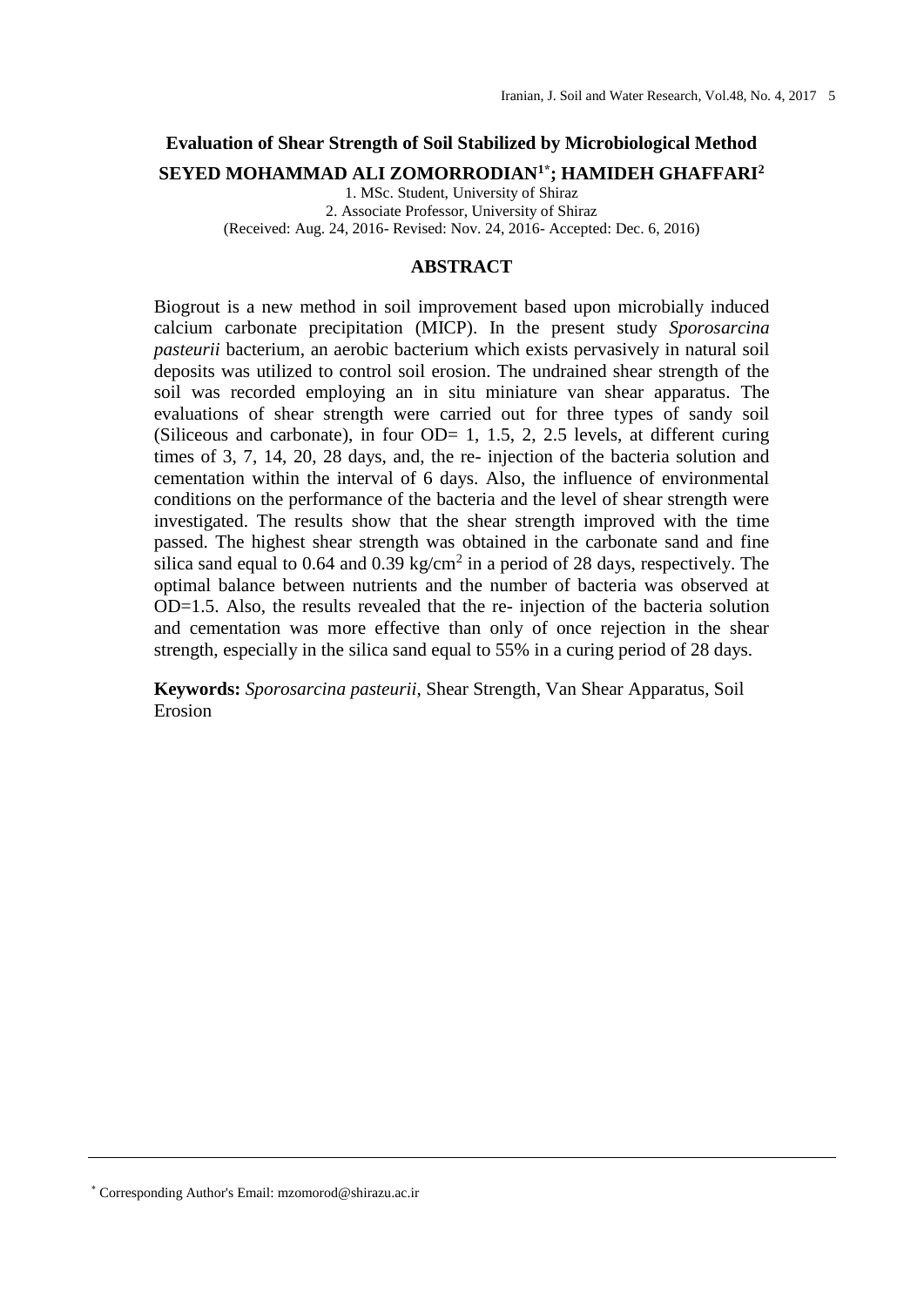# Evaluation of Shear Strength of Soil Stabilized by Microbiological Method

**SEYED MOHAMMAD ALI ZOMORRODIAN[1*]; HAMIDEH GHAFFARI[2]**

1. MSc. Student, University of Shiraz
2. Associate Professor, University of Shiraz

(Received: Aug. 24, 2016- Revised: Nov. 24, 2016- Accepted: Dec. 6, 2016)

## ABSTRACT

Biogrout is a new method in soil improvement based upon microbially induced calcium carbonate precipitation (MICP). In the present study *Sporosarcina pasteurii* bacterium, an aerobic bacterium which exists pervasively in natural soil deposits was utilized to control soil erosion. The undrained shear strength of the soil was recorded employing an in situ miniature van shear apparatus. The evaluations of shear strength were carried out for three types of sandy soil (Siliceous and carbonate), in four OD= 1, 1.5, 2, 2.5 levels, at different curing times of 3, 7, 14, 20, 28 days, and, the re- injection of the bacteria solution and cementation within the interval of 6 days. Also, the influence of environmental conditions on the performance of the bacteria and the level of shear strength were investigated. The results show that the shear strength improved with the time passed. The highest shear strength was obtained in the carbonate sand and fine silica sand equal to 0.64 and 0.39 $kg/cm^2$ in a period of 28 days, respectively. The optimal balance between nutrients and the number of bacteria was observed at OD=1.5. Also, the results revealed that the re- injection of the bacteria solution and cementation was more effective than only of once rejection in the shear strength, especially in the silica sand equal to 55% in a curing period of 28 days.

**Keywords:** *Sporosarcina pasteurii*, Shear Strength, Van Shear Apparatus, Soil Erosion

---

[*] Corresponding Author's Email: mzomorod@shirazu.ac.ir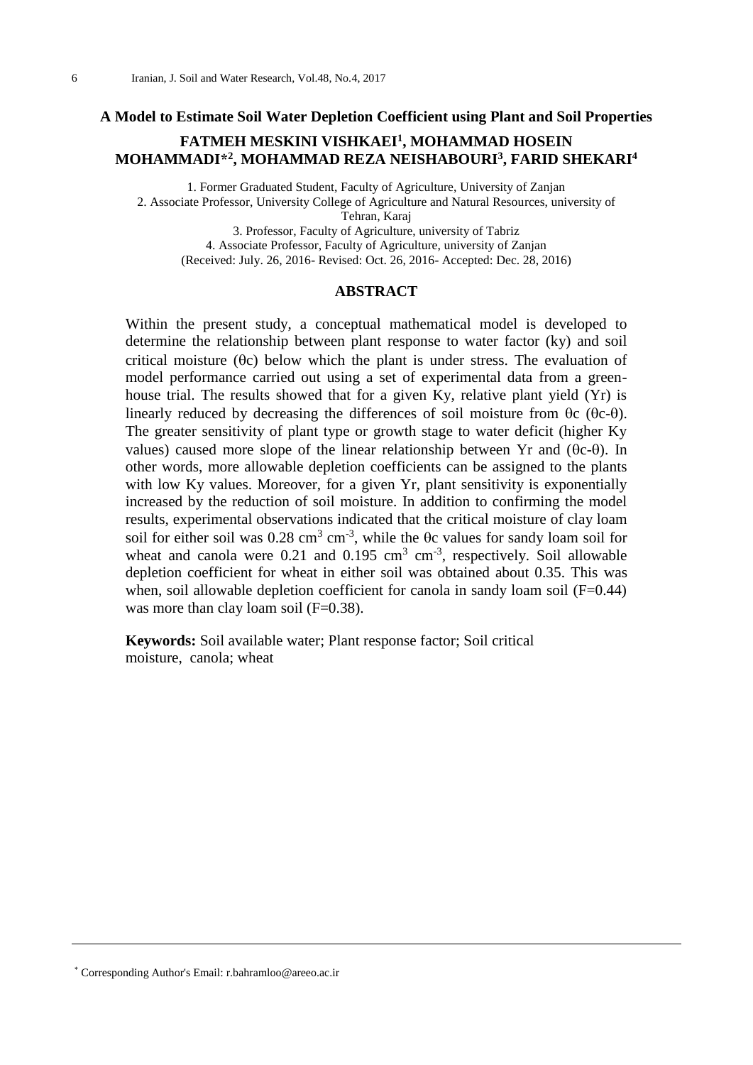# A Model to Estimate Soil Water Depletion Coefficient using Plant and Soil Properties

**FATMEH MESKINI VISHKAEI[1], MOHAMMAD HOSEIN MOHAMMADI*[2], MOHAMMAD REZA NEISHABOURI[3], FARID SHEKARI[4]**

1. Former Graduated Student, Faculty of Agriculture, University of Zanjan
2. Associate Professor, University College of Agriculture and Natural Resources, university of Tehran, Karaj
3. Professor, Faculty of Agriculture, university of Tabriz
4. Associate Professor, Faculty of Agriculture, university of Zanjan

(Received: July. 26, 2016- Revised: Oct. 26, 2016- Accepted: Dec. 28, 2016)

## ABSTRACT

Within the present study, a conceptual mathematical model is developed to determine the relationship between plant response to water factor (ky) and soil critical moisture ($\theta c$) below which the plant is under stress. The evaluation of model performance carried out using a set of experimental data from a green-house trial. The results showed that for a given Ky, relative plant yield (Yr) is linearly reduced by decreasing the differences of soil moisture from $\theta c$ ($\theta c$-$\theta$). The greater sensitivity of plant type or growth stage to water deficit (higher Ky values) caused more slope of the linear relationship between Yr and ($\theta c$-$\theta$). In other words, more allowable depletion coefficients can be assigned to the plants with low Ky values. Moreover, for a given Yr, plant sensitivity is exponentially increased by the reduction of soil moisture. In addition to confirming the model results, experimental observations indicated that the critical moisture of clay loam soil for either soil was 0.28 $cm^3$ $cm^{-3}$, while the $\theta c$ values for sandy loam soil for wheat and canola were 0.21 and 0.195 $cm^3$ $cm^{-3}$, respectively. Soil allowable depletion coefficient for wheat in either soil was obtained about 0.35. This was when, soil allowable depletion coefficient for canola in sandy loam soil (F=0.44) was more than clay loam soil (F=0.38).

**Keywords:** Soil available water; Plant response factor; Soil critical moisture, canola; wheat

---

* Corresponding Author's Email: r.bahramloo@areeo.ac.ir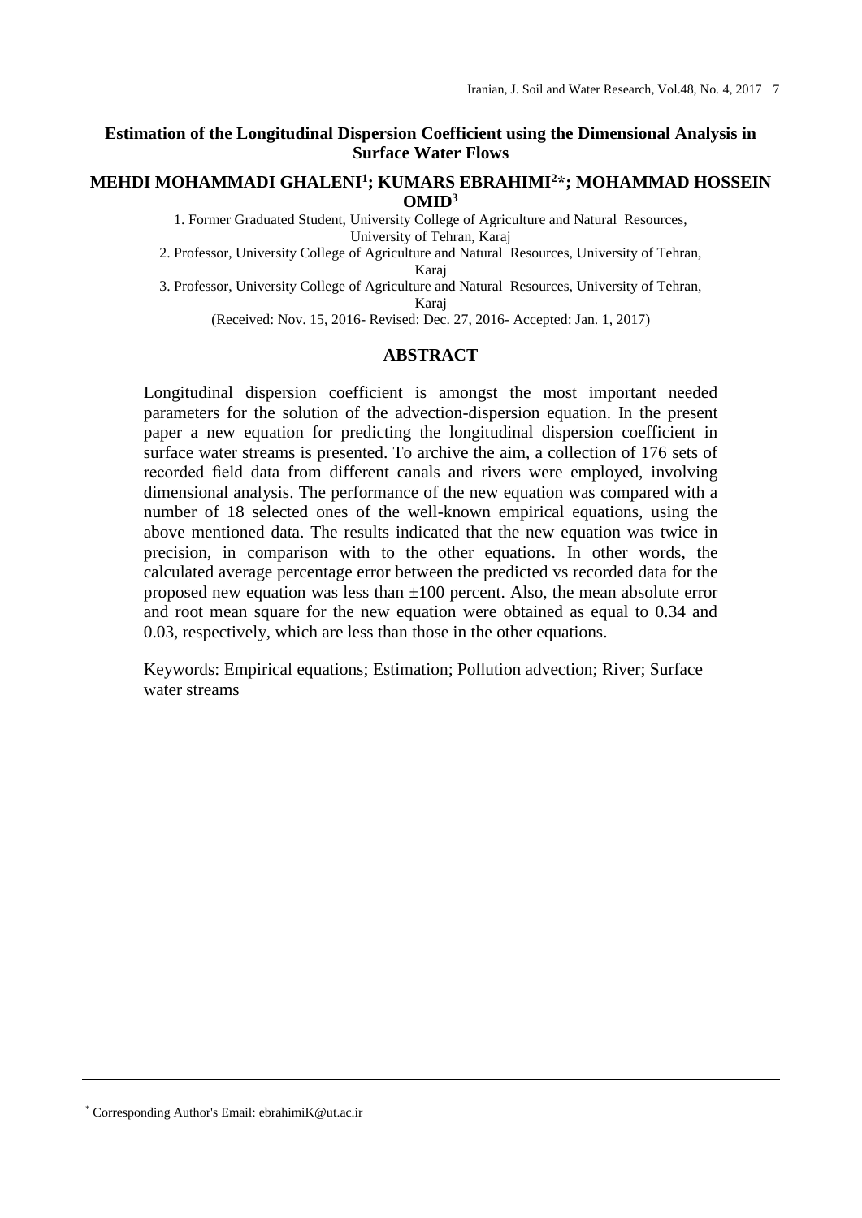# Estimation of the Longitudinal Dispersion Coefficient using the Dimensional Analysis in Surface Water Flows

**MEHDI MOHAMMADI GHALENI[1]; KUMARS EBRAHIMI[2]*; MOHAMMAD HOSSEIN OMID[3]**

1. Former Graduated Student, University College of Agriculture and Natural Resources, University of Tehran, Karaj
2. Professor, University College of Agriculture and Natural Resources, University of Tehran, Karaj
3. Professor, University College of Agriculture and Natural Resources, University of Tehran, Karaj

(Received: Nov. 15, 2016- Revised: Dec. 27, 2016- Accepted: Jan. 1, 2017)

## ABSTRACT

Longitudinal dispersion coefficient is amongst the most important needed parameters for the solution of the advection-dispersion equation. In the present paper a new equation for predicting the longitudinal dispersion coefficient in surface water streams is presented. To archive the aim, a collection of 176 sets of recorded field data from different canals and rivers were employed, involving dimensional analysis. The performance of the new equation was compared with a number of 18 selected ones of the well-known empirical equations, using the above mentioned data. The results indicated that the new equation was twice in precision, in comparison with to the other equations. In other words, the calculated average percentage error between the predicted vs recorded data for the proposed new equation was less than ±100 percent. Also, the mean absolute error and root mean square for the new equation were obtained as equal to 0.34 and 0.03, respectively, which are less than those in the other equations.

Keywords: Empirical equations; Estimation; Pollution advection; River; Surface water streams

---

* Corresponding Author's Email: ebrahimiK@ut.ac.ir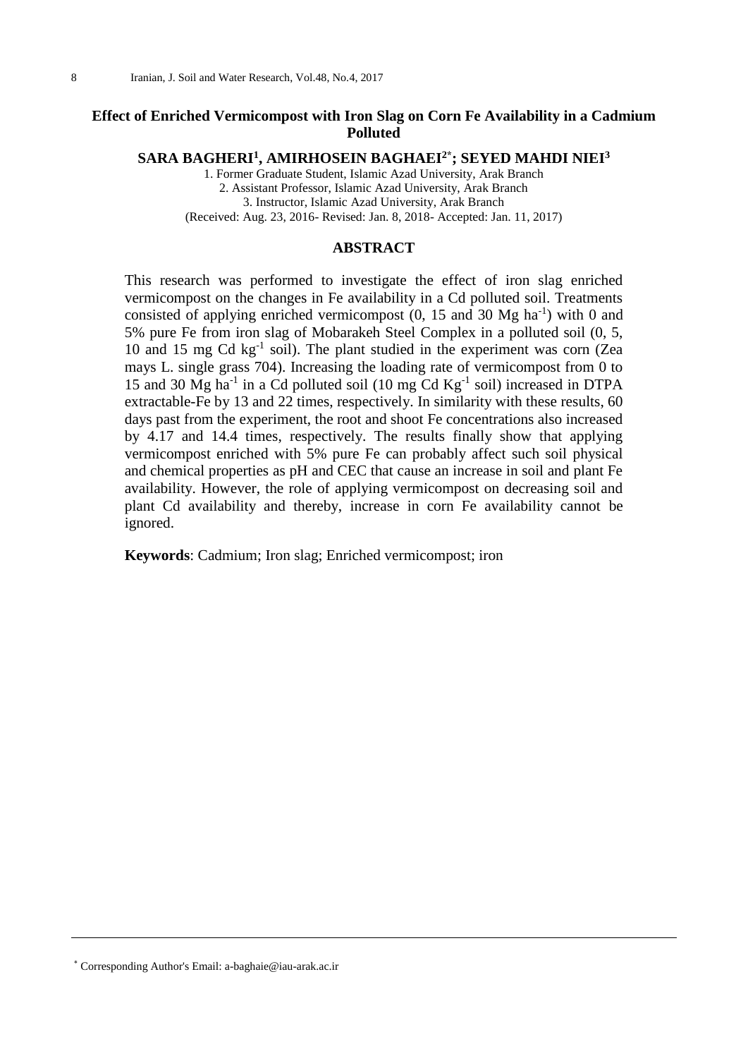# Effect of Enriched Vermicompost with Iron Slag on Corn Fe Availability in a Cadmium Polluted

**SARA BAGHERI[1], AMIRHOSEIN BAGHAEI[2*]; SEYED MAHDI NIEI[3]**

1. Former Graduate Student, Islamic Azad University, Arak Branch
2. Assistant Professor, Islamic Azad University, Arak Branch
3. Instructor, Islamic Azad University, Arak Branch

(Received: Aug. 23, 2016- Revised: Jan. 8, 2018- Accepted: Jan. 11, 2017)

## ABSTRACT

This research was performed to investigate the effect of iron slag enriched vermicompost on the changes in Fe availability in a Cd polluted soil. Treatments consisted of applying enriched vermicompost (0, 15 and 30 Mg $ha^{-1}$) with 0 and 5% pure Fe from iron slag of Mobarakeh Steel Complex in a polluted soil (0, 5, 10 and 15 mg Cd $kg^{-1}$ soil). The plant studied in the experiment was corn (Zea mays L. single grass 704). Increasing the loading rate of vermicompost from 0 to 15 and 30 Mg $ha^{-1}$ in a Cd polluted soil (10 mg Cd $Kg^{-1}$ soil) increased in DTPA extractable-Fe by 13 and 22 times, respectively. In similarity with these results, 60 days past from the experiment, the root and shoot Fe concentrations also increased by 4.17 and 14.4 times, respectively. The results finally show that applying vermicompost enriched with 5% pure Fe can probably affect such soil physical and chemical properties as pH and CEC that cause an increase in soil and plant Fe availability. However, the role of applying vermicompost on decreasing soil and plant Cd availability and thereby, increase in corn Fe availability cannot be ignored.

**Keywords**: Cadmium; Iron slag; Enriched vermicompost; iron

---

[*] Corresponding Author's Email: a-baghaie@iau-arak.ac.ir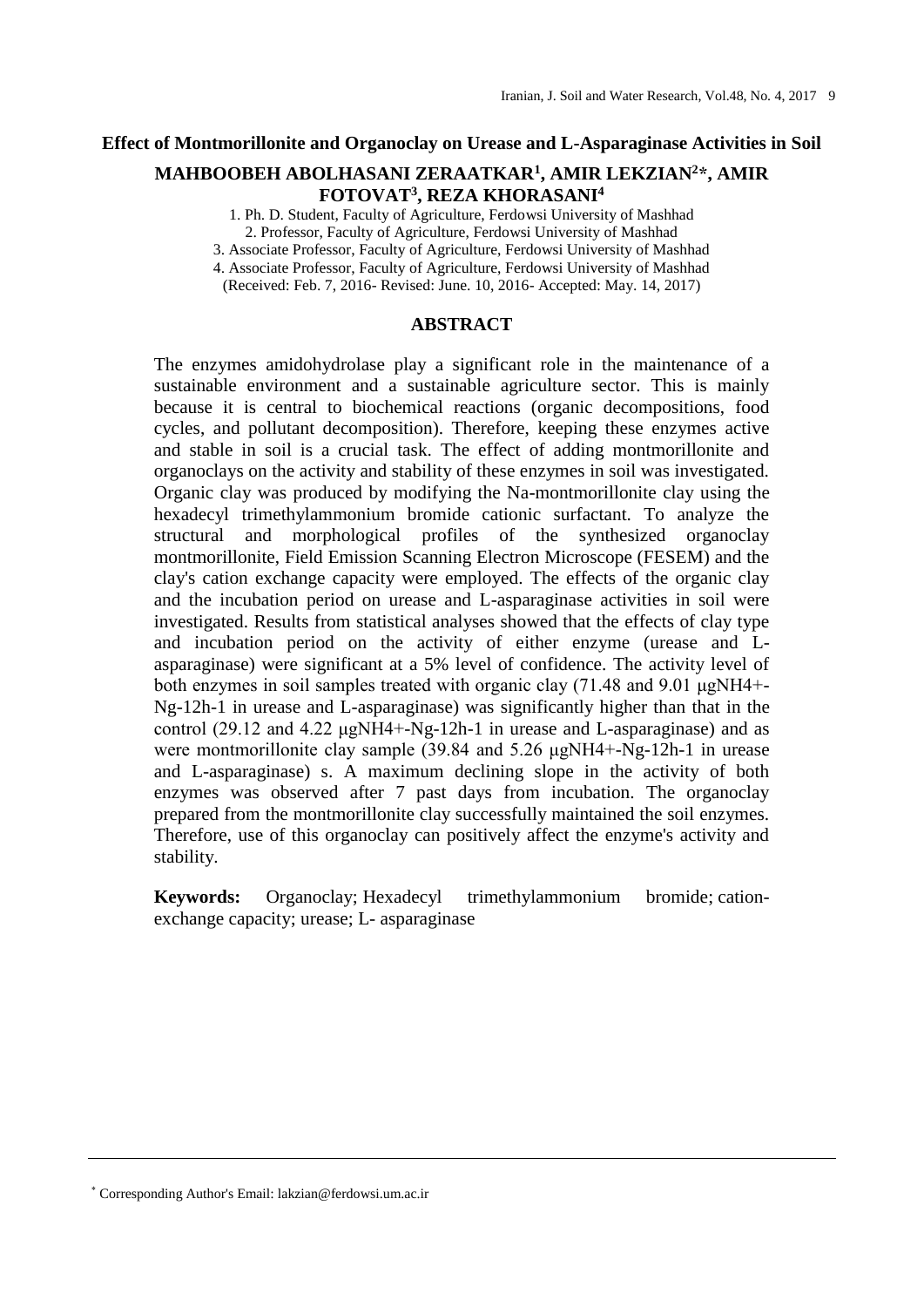# Effect of Montmorillonite and Organoclay on Urease and L-Asparaginase Activities in Soil

**MAHBOOBEH ABOLHASANI ZERAATKAR[1], AMIR LEKZIAN[2]*, AMIR FOTOVAT[3], REZA KHORASANI[4]**

1. Ph. D. Student, Faculty of Agriculture, Ferdowsi University of Mashhad
2. Professor, Faculty of Agriculture, Ferdowsi University of Mashhad
3. Associate Professor, Faculty of Agriculture, Ferdowsi University of Mashhad
4. Associate Professor, Faculty of Agriculture, Ferdowsi University of Mashhad

(Received: Feb. 7, 2016- Revised: June. 10, 2016- Accepted: May. 14, 2017)

## ABSTRACT

The enzymes amidohydrolase play a significant role in the maintenance of a sustainable environment and a sustainable agriculture sector. This is mainly because it is central to biochemical reactions (organic decompositions, food cycles, and pollutant decomposition). Therefore, keeping these enzymes active and stable in soil is a crucial task. The effect of adding montmorillonite and organoclays on the activity and stability of these enzymes in soil was investigated. Organic clay was produced by modifying the Na-montmorillonite clay using the hexadecyl trimethylammonium bromide cationic surfactant. To analyze the structural and morphological profiles of the synthesized organoclay montmorillonite, Field Emission Scanning Electron Microscope (FESEM) and the clay's cation exchange capacity were employed. The effects of the organic clay and the incubation period on urease and L-asparaginase activities in soil were investigated. Results from statistical analyses showed that the effects of clay type and incubation period on the activity of either enzyme (urease and L-asparaginase) were significant at a 5% level of confidence. The activity level of both enzymes in soil samples treated with organic clay (71.48 and 9.01 μgNH4+-Ng-12h-1 in urease and L-asparaginase) was significantly higher than that in the control (29.12 and 4.22 μgNH4+-Ng-12h-1 in urease and L-asparaginase) and as were montmorillonite clay sample (39.84 and 5.26 μgNH4+-Ng-12h-1 in urease and L-asparaginase) s. A maximum declining slope in the activity of both enzymes was observed after 7 past days from incubation. The organoclay prepared from the montmorillonite clay successfully maintained the soil enzymes. Therefore, use of this organoclay can positively affect the enzyme's activity and stability.

**Keywords:** Organoclay; Hexadecyl trimethylammonium bromide; cation-exchange capacity; urease; L- asparaginase

---

* Corresponding Author's Email: lakzian@ferdowsi.um.ac.ir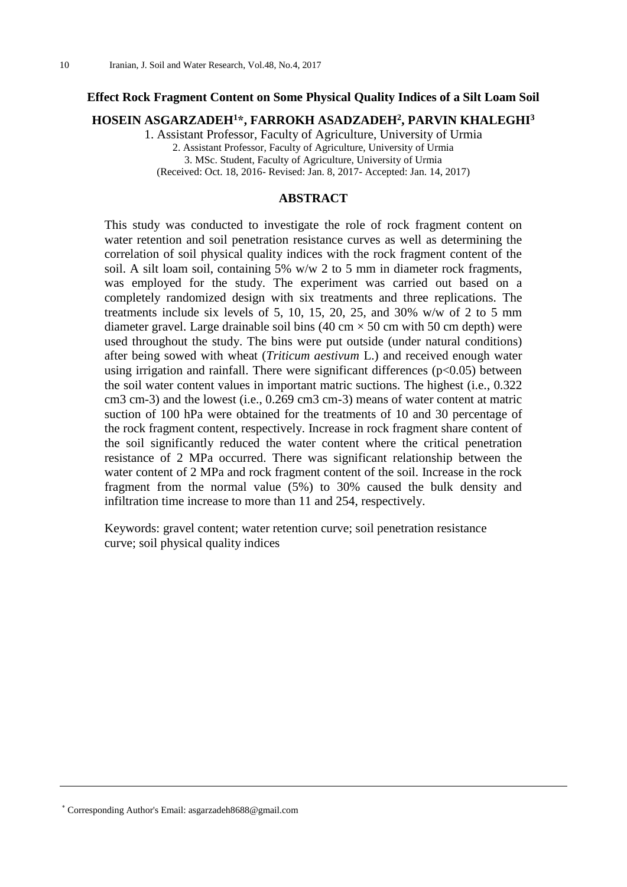## Effect Rock Fragment Content on Some Physical Quality Indices of a Silt Loam Soil

**HOSEIN ASGARZADEH[1]*, FARROKH ASADZADEH[2], PARVIN KHALEGHI[3]**

1. Assistant Professor, Faculty of Agriculture, University of Urmia
2. Assistant Professor, Faculty of Agriculture, University of Urmia
3. MSc. Student, Faculty of Agriculture, University of Urmia

(Received: Oct. 18, 2016- Revised: Jan. 8, 2017- Accepted: Jan. 14, 2017)

### ABSTRACT

This study was conducted to investigate the role of rock fragment content on water retention and soil penetration resistance curves as well as determining the correlation of soil physical quality indices with the rock fragment content of the soil. A silt loam soil, containing 5% w/w 2 to 5 mm in diameter rock fragments, was employed for the study. The experiment was carried out based on a completely randomized design with six treatments and three replications. The treatments include six levels of 5, 10, 15, 20, 25, and 30% w/w of 2 to 5 mm diameter gravel. Large drainable soil bins (40 cm × 50 cm with 50 cm depth) were used throughout the study. The bins were put outside (under natural conditions) after being sowed with wheat (*Triticum aestivum* L.) and received enough water using irrigation and rainfall. There were significant differences ($p<0.05$) between the soil water content values in important matric suctions. The highest (i.e., 0.322 cm3 cm-3) and the lowest (i.e., 0.269 cm3 cm-3) means of water content at matric suction of 100 hPa were obtained for the treatments of 10 and 30 percentage of the rock fragment content, respectively. Increase in rock fragment share content of the soil significantly reduced the water content where the critical penetration resistance of 2 MPa occurred. There was significant relationship between the water content of 2 MPa and rock fragment content of the soil. Increase in the rock fragment from the normal value (5%) to 30% caused the bulk density and infiltration time increase to more than 11 and 254, respectively.

Keywords: gravel content; water retention curve; soil penetration resistance curve; soil physical quality indices

* Corresponding Author's Email: asgarzadeh8688@gmail.com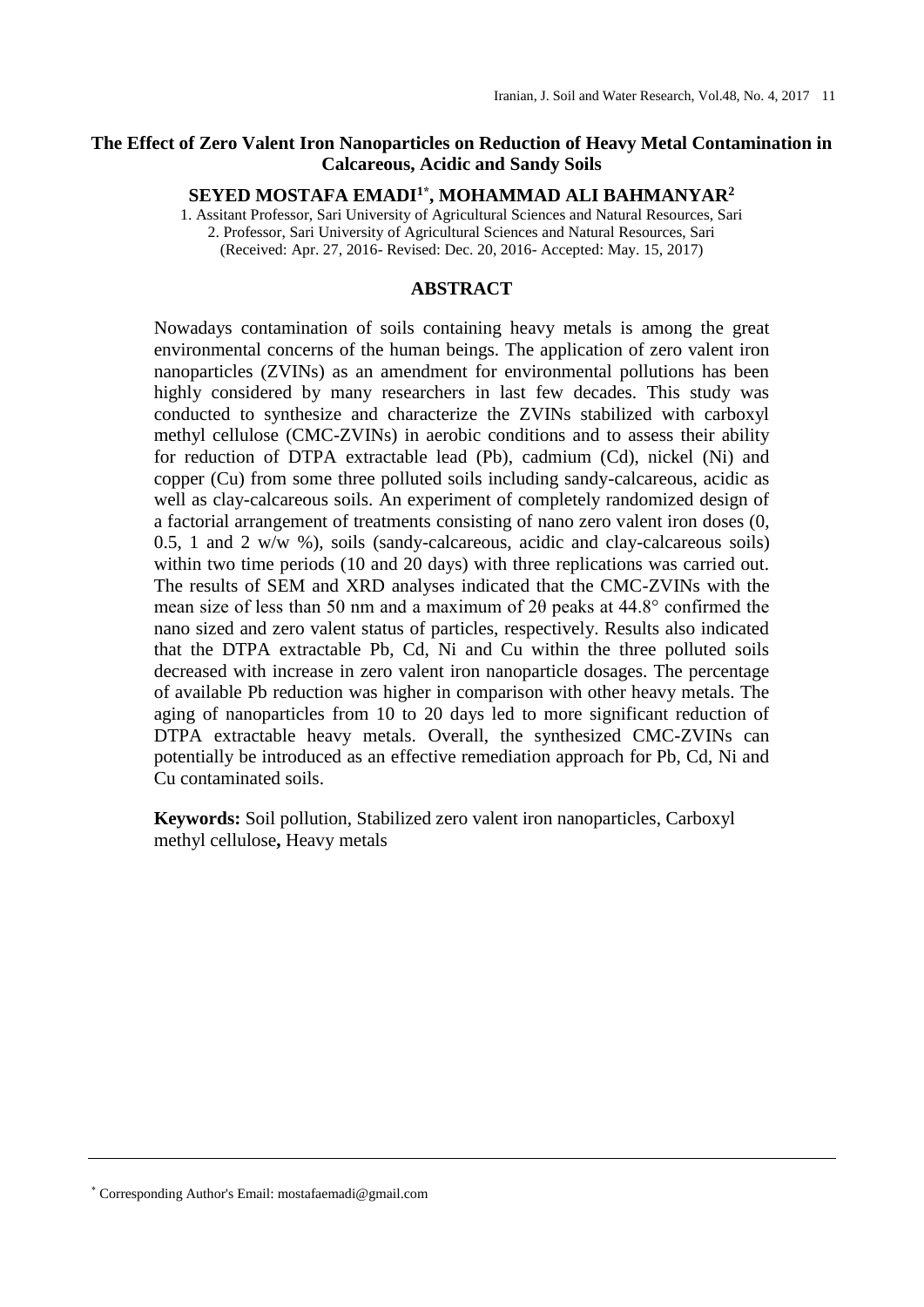# The Effect of Zero Valent Iron Nanoparticles on Reduction of Heavy Metal Contamination in Calcareous, Acidic and Sandy Soils

**SEYED MOSTAFA EMADI[1*], MOHAMMAD ALI BAHMANYAR[2]**

1. Assitant Professor, Sari University of Agricultural Sciences and Natural Resources, Sari
2. Professor, Sari University of Agricultural Sciences and Natural Resources, Sari

(Received: Apr. 27, 2016- Revised: Dec. 20, 2016- Accepted: May. 15, 2017)

## ABSTRACT

Nowadays contamination of soils containing heavy metals is among the great environmental concerns of the human beings. The application of zero valent iron nanoparticles (ZVINs) as an amendment for environmental pollutions has been highly considered by many researchers in last few decades. This study was conducted to synthesize and characterize the ZVINs stabilized with carboxyl methyl cellulose (CMC-ZVINs) in aerobic conditions and to assess their ability for reduction of DTPA extractable lead (Pb), cadmium (Cd), nickel (Ni) and copper (Cu) from some three polluted soils including sandy-calcareous, acidic as well as clay-calcareous soils. An experiment of completely randomized design of a factorial arrangement of treatments consisting of nano zero valent iron doses (0, 0.5, 1 and 2 w/w %), soils (sandy-calcareous, acidic and clay-calcareous soils) within two time periods (10 and 20 days) with three replications was carried out. The results of SEM and XRD analyses indicated that the CMC-ZVINs with the mean size of less than 50 nm and a maximum of 2θ peaks at 44.8° confirmed the nano sized and zero valent status of particles, respectively. Results also indicated that the DTPA extractable Pb, Cd, Ni and Cu within the three polluted soils decreased with increase in zero valent iron nanoparticle dosages. The percentage of available Pb reduction was higher in comparison with other heavy metals. The aging of nanoparticles from 10 to 20 days led to more significant reduction of DTPA extractable heavy metals. Overall, the synthesized CMC-ZVINs can potentially be introduced as an effective remediation approach for Pb, Cd, Ni and Cu contaminated soils.

**Keywords:** Soil pollution, Stabilized zero valent iron nanoparticles, Carboxyl methyl cellulose**,** Heavy metals

[*] Corresponding Author's Email: mostafaemadi@gmail.com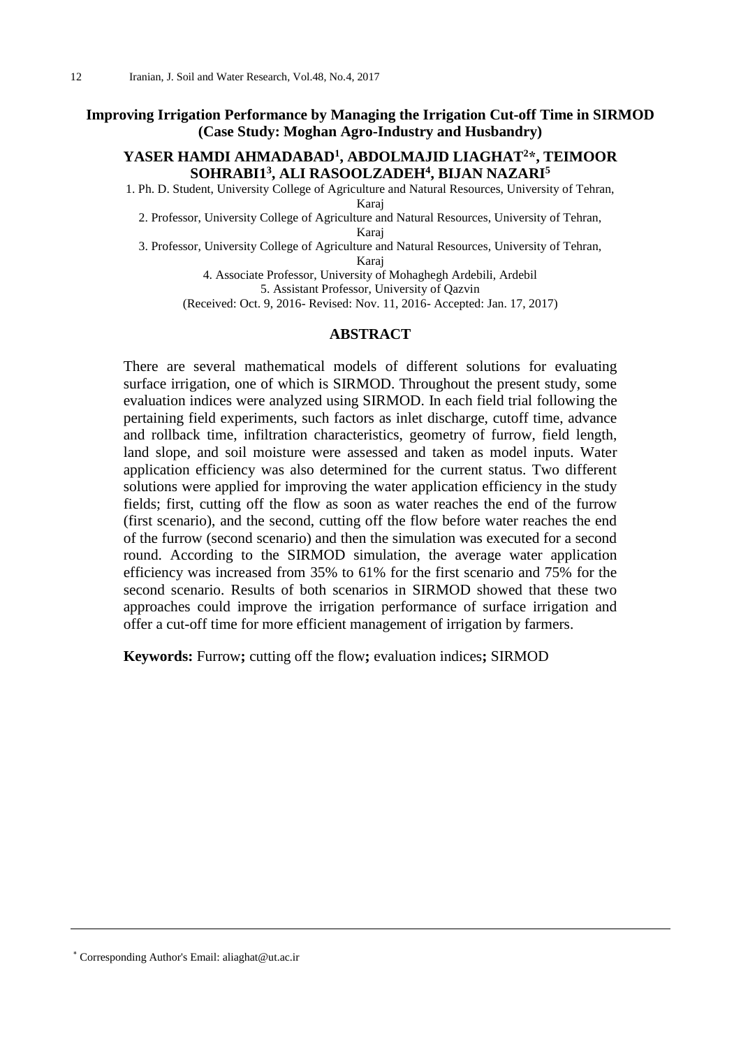# Improving Irrigation Performance by Managing the Irrigation Cut-off Time in SIRMOD (Case Study: Moghan Agro-Industry and Husbandry)

**YASER HAMDI AHMADABAD[1], ABDOLMAJID LIAGHAT[2]*, TEIMOOR SOHRABI1[3], ALI RASOOLZADEH[4], BIJAN NAZARI[5]**

1. Ph. D. Student, University College of Agriculture and Natural Resources, University of Tehran, Karaj
2. Professor, University College of Agriculture and Natural Resources, University of Tehran, Karaj
3. Professor, University College of Agriculture and Natural Resources, University of Tehran, Karaj
4. Associate Professor, University of Mohaghegh Ardebili, Ardebil
5. Assistant Professor, University of Qazvin

(Received: Oct. 9, 2016- Revised: Nov. 11, 2016- Accepted: Jan. 17, 2017)

## ABSTRACT

There are several mathematical models of different solutions for evaluating surface irrigation, one of which is SIRMOD. Throughout the present study, some evaluation indices were analyzed using SIRMOD. In each field trial following the pertaining field experiments, such factors as inlet discharge, cutoff time, advance and rollback time, infiltration characteristics, geometry of furrow, field length, land slope, and soil moisture were assessed and taken as model inputs. Water application efficiency was also determined for the current status. Two different solutions were applied for improving the water application efficiency in the study fields; first, cutting off the flow as soon as water reaches the end of the furrow (first scenario), and the second, cutting off the flow before water reaches the end of the furrow (second scenario) and then the simulation was executed for a second round. According to the SIRMOD simulation, the average water application efficiency was increased from 35% to 61% for the first scenario and 75% for the second scenario. Results of both scenarios in SIRMOD showed that these two approaches could improve the irrigation performance of surface irrigation and offer a cut-off time for more efficient management of irrigation by farmers.

**Keywords:** Furrow**;** cutting off the flow**;** evaluation indices**;** SIRMOD

---

\* Corresponding Author's Email: aliaghat@ut.ac.ir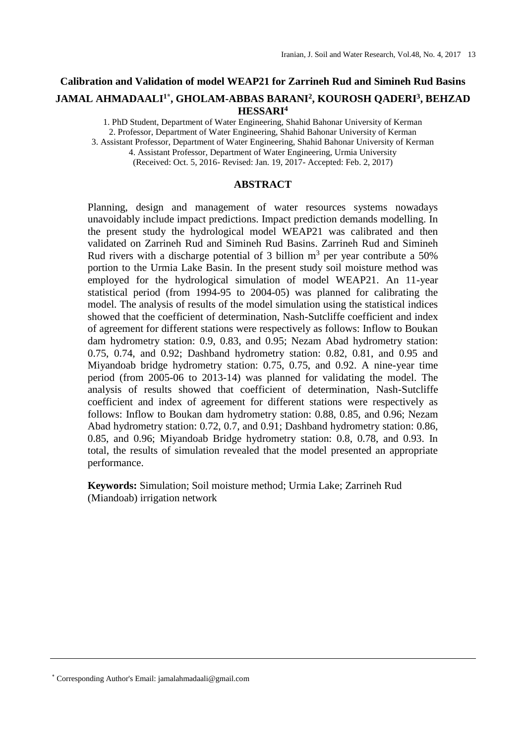# Calibration and Validation of model WEAP21 for Zarrineh Rud and Simineh Rud Basins

**JAMAL AHMADAALI[1*], GHOLAM-ABBAS BARANI[2], KOUROSH QADERI[3], BEHZAD HESSARI[4]**

1. PhD Student, Department of Water Engineering, Shahid Bahonar University of Kerman
2. Professor, Department of Water Engineering, Shahid Bahonar University of Kerman
3. Assistant Professor, Department of Water Engineering, Shahid Bahonar University of Kerman
4. Assistant Professor, Department of Water Engineering, Urmia University

(Received: Oct. 5, 2016- Revised: Jan. 19, 2017- Accepted: Feb. 2, 2017)

## ABSTRACT

Planning, design and management of water resources systems nowadays unavoidably include impact predictions. Impact prediction demands modelling. In the present study the hydrological model WEAP21 was calibrated and then validated on Zarrineh Rud and Simineh Rud Basins. Zarrineh Rud and Simineh Rud rivers with a discharge potential of 3 billion $m^3$ per year contribute a 50% portion to the Urmia Lake Basin. In the present study soil moisture method was employed for the hydrological simulation of model WEAP21. An 11-year statistical period (from 1994-95 to 2004-05) was planned for calibrating the model. The analysis of results of the model simulation using the statistical indices showed that the coefficient of determination, Nash-Sutcliffe coefficient and index of agreement for different stations were respectively as follows: Inflow to Boukan dam hydrometry station: 0.9, 0.83, and 0.95; Nezam Abad hydrometry station: 0.75, 0.74, and 0.92; Dashband hydrometry station: 0.82, 0.81, and 0.95 and Miyandoab bridge hydrometry station: 0.75, 0.75, and 0.92. A nine-year time period (from 2005-06 to 2013-14) was planned for validating the model. The analysis of results showed that coefficient of determination, Nash-Sutcliffe coefficient and index of agreement for different stations were respectively as follows: Inflow to Boukan dam hydrometry station: 0.88, 0.85, and 0.96; Nezam Abad hydrometry station: 0.72, 0.7, and 0.91; Dashband hydrometry station: 0.86, 0.85, and 0.96; Miyandoab Bridge hydrometry station: 0.8, 0.78, and 0.93. In total, the results of simulation revealed that the model presented an appropriate performance.

**Keywords:** Simulation; Soil moisture method; Urmia Lake; Zarrineh Rud (Miandoab) irrigation network

---

[*] Corresponding Author's Email: jamalahmadaali@gmail.com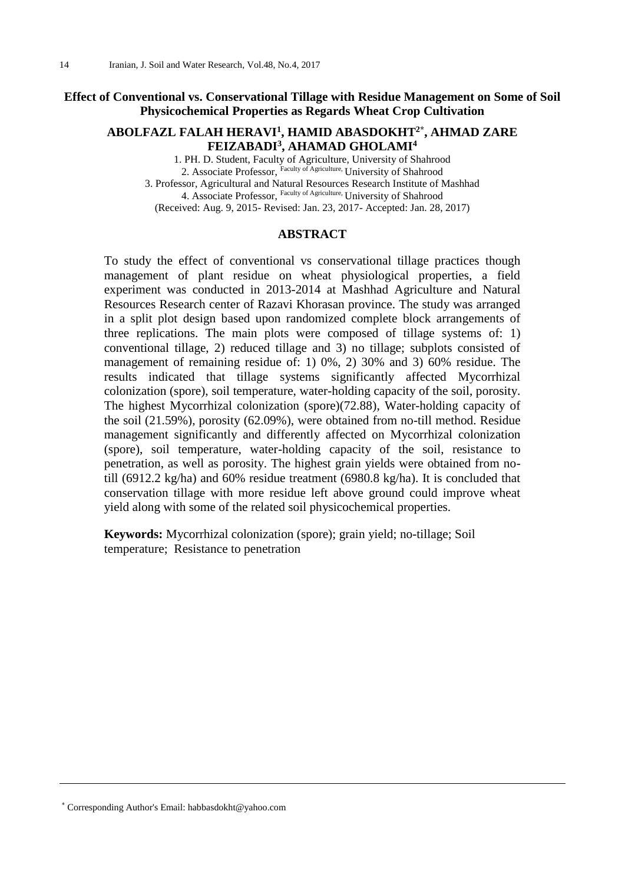# Effect of Conventional vs. Conservational Tillage with Residue Management on Some of Soil Physicochemical Properties as Regards Wheat Crop Cultivation

**ABOLFAZL FALAH HERAVI[1], HAMID ABASDOKHT[2*], AHMAD ZARE FEIZABADI[3], AHAMAD GHOLAMI[4]**

1. PH. D. Student, Faculty of Agriculture, University of Shahrood
2. Associate Professor, Faculty of Agriculture, University of Shahrood
3. Professor, Agricultural and Natural Resources Research Institute of Mashhad
4. Associate Professor, Faculty of Agriculture, University of Shahrood

(Received: Aug. 9, 2015- Revised: Jan. 23, 2017- Accepted: Jan. 28, 2017)

## ABSTRACT

To study the effect of conventional vs conservational tillage practices though management of plant residue on wheat physiological properties, a field experiment was conducted in 2013-2014 at Mashhad Agriculture and Natural Resources Research center of Razavi Khorasan province. The study was arranged in a split plot design based upon randomized complete block arrangements of three replications. The main plots were composed of tillage systems of: 1) conventional tillage, 2) reduced tillage and 3) no tillage; subplots consisted of management of remaining residue of: 1) 0%, 2) 30% and 3) 60% residue. The results indicated that tillage systems significantly affected Mycorrhizal colonization (spore), soil temperature, water-holding capacity of the soil, porosity. The highest Mycorrhizal colonization (spore)(72.88), Water-holding capacity of the soil (21.59%), porosity (62.09%), were obtained from no-till method. Residue management significantly and differently affected on Mycorrhizal colonization (spore), soil temperature, water-holding capacity of the soil, resistance to penetration, as well as porosity. The highest grain yields were obtained from no-till (6912.2 kg/ha) and 60% residue treatment (6980.8 kg/ha). It is concluded that conservation tillage with more residue left above ground could improve wheat yield along with some of the related soil physicochemical properties.

**Keywords:** Mycorrhizal colonization (spore); grain yield; no-tillage; Soil temperature; Resistance to penetration

---

[*] Corresponding Author's Email: habbasdokht@yahoo.com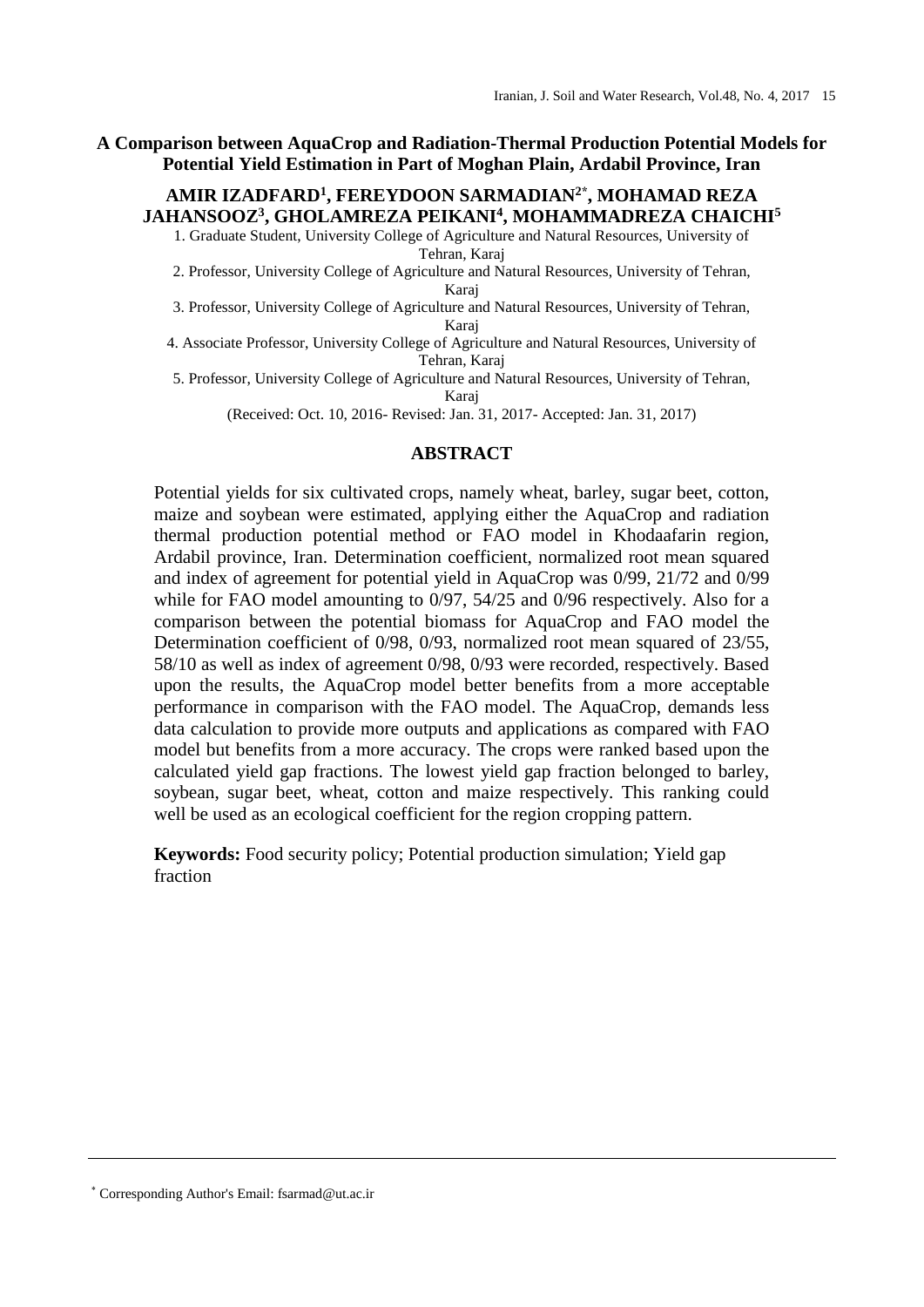# A Comparison between AquaCrop and Radiation-Thermal Production Potential Models for Potential Yield Estimation in Part of Moghan Plain, Ardabil Province, Iran

**AMIR IZADFARD[1], FEREYDOON SARMADIAN[2*], MOHAMAD REZA JAHANSOOZ[3], GHOLAMREZA PEIKANI[4], MOHAMMADREZA CHAICHI[5]**

1. Graduate Student, University College of Agriculture and Natural Resources, University of Tehran, Karaj
2. Professor, University College of Agriculture and Natural Resources, University of Tehran, Karaj
3. Professor, University College of Agriculture and Natural Resources, University of Tehran, Karaj
4. Associate Professor, University College of Agriculture and Natural Resources, University of Tehran, Karaj
5. Professor, University College of Agriculture and Natural Resources, University of Tehran, Karaj

(Received: Oct. 10, 2016- Revised: Jan. 31, 2017- Accepted: Jan. 31, 2017)

## ABSTRACT

Potential yields for six cultivated crops, namely wheat, barley, sugar beet, cotton, maize and soybean were estimated, applying either the AquaCrop and radiation thermal production potential method or FAO model in Khodaafarin region, Ardabil province, Iran. Determination coefficient, normalized root mean squared and index of agreement for potential yield in AquaCrop was 0/99, 21/72 and 0/99 while for FAO model amounting to 0/97, 54/25 and 0/96 respectively. Also for a comparison between the potential biomass for AquaCrop and FAO model the Determination coefficient of 0/98, 0/93, normalized root mean squared of 23/55, 58/10 as well as index of agreement 0/98, 0/93 were recorded, respectively. Based upon the results, the AquaCrop model better benefits from a more acceptable performance in comparison with the FAO model. The AquaCrop, demands less data calculation to provide more outputs and applications as compared with FAO model but benefits from a more accuracy. The crops were ranked based upon the calculated yield gap fractions. The lowest yield gap fraction belonged to barley, soybean, sugar beet, wheat, cotton and maize respectively. This ranking could well be used as an ecological coefficient for the region cropping pattern.

**Keywords:** Food security policy; Potential production simulation; Yield gap fraction

---

[*] Corresponding Author's Email: fsarmad@ut.ac.ir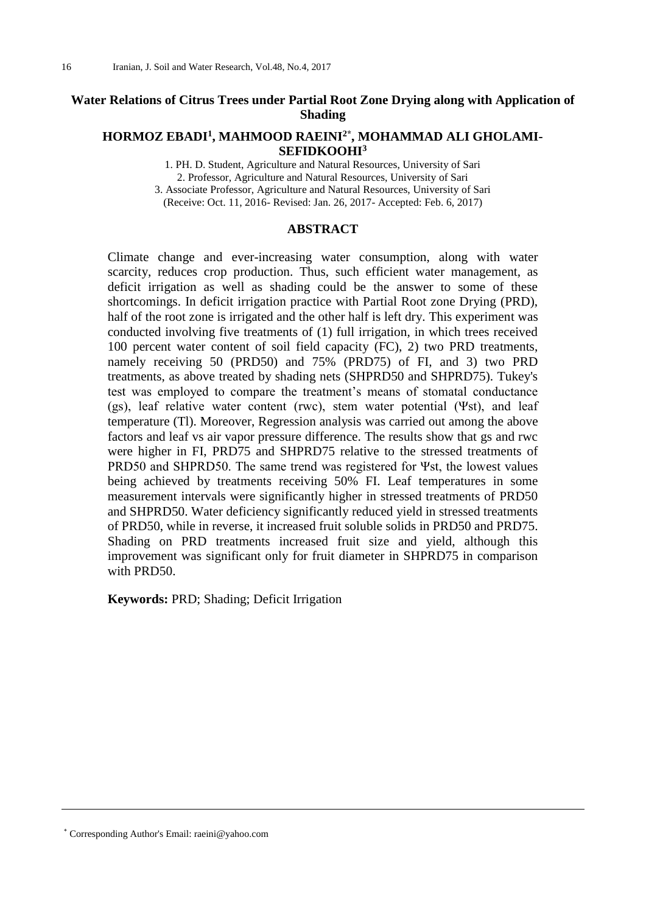# Water Relations of Citrus Trees under Partial Root Zone Drying along with Application of Shading

**HORMOZ EBADI[1], MAHMOOD RAEINI[2*], MOHAMMAD ALI GHOLAMI-SEFIDKOOHI[3]**

1. PH. D. Student, Agriculture and Natural Resources, University of Sari
2. Professor, Agriculture and Natural Resources, University of Sari
3. Associate Professor, Agriculture and Natural Resources, University of Sari

(Receive: Oct. 11, 2016- Revised: Jan. 26, 2017- Accepted: Feb. 6, 2017)

## ABSTRACT

Climate change and ever-increasing water consumption, along with water scarcity, reduces crop production. Thus, such efficient water management, as deficit irrigation as well as shading could be the answer to some of these shortcomings. In deficit irrigation practice with Partial Root zone Drying (PRD), half of the root zone is irrigated and the other half is left dry. This experiment was conducted involving five treatments of (1) full irrigation, in which trees received 100 percent water content of soil field capacity (FC), 2) two PRD treatments, namely receiving 50 (PRD50) and 75% (PRD75) of FI, and 3) two PRD treatments, as above treated by shading nets (SHPRD50 and SHPRD75). Tukey's test was employed to compare the treatment's means of stomatal conductance (gs), leaf relative water content (rwc), stem water potential ($\Psi$st), and leaf temperature (Tl). Moreover, Regression analysis was carried out among the above factors and leaf vs air vapor pressure difference. The results show that gs and rwc were higher in FI, PRD75 and SHPRD75 relative to the stressed treatments of PRD50 and SHPRD50. The same trend was registered for $\Psi$st, the lowest values being achieved by treatments receiving 50% FI. Leaf temperatures in some measurement intervals were significantly higher in stressed treatments of PRD50 and SHPRD50. Water deficiency significantly reduced yield in stressed treatments of PRD50, while in reverse, it increased fruit soluble solids in PRD50 and PRD75. Shading on PRD treatments increased fruit size and yield, although this improvement was significant only for fruit diameter in SHPRD75 in comparison with PRD50.

**Keywords:** PRD; Shading; Deficit Irrigation

---

[*] Corresponding Author's Email: raeini@yahoo.com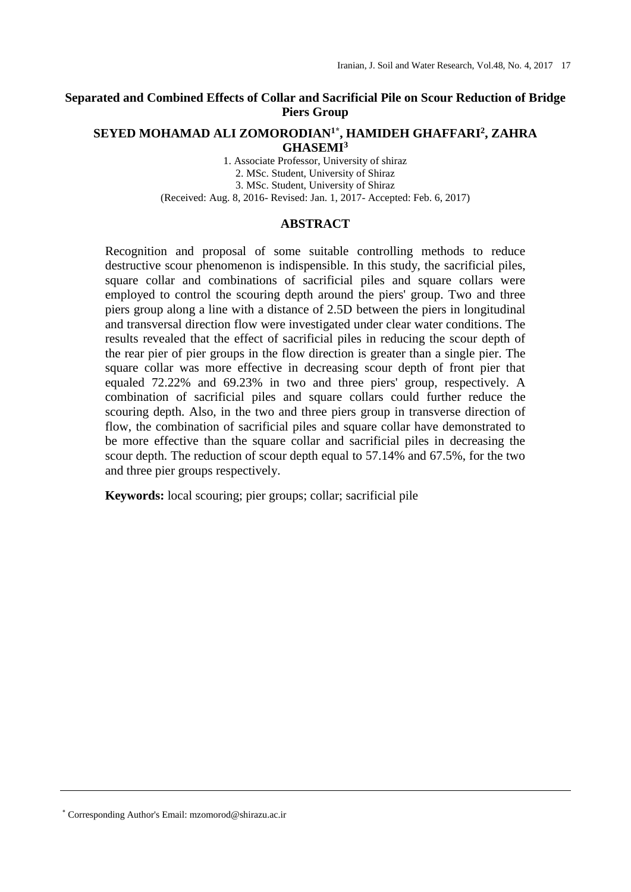# Separated and Combined Effects of Collar and Sacrificial Pile on Scour Reduction of Bridge Piers Group

**SEYED MOHAMAD ALI ZOMORODIAN[1*], HAMIDEH GHAFFARI[2], ZAHRA GHASEMI[3]**

1. Associate Professor, University of shiraz
2. MSc. Student, University of Shiraz
3. MSc. Student, University of Shiraz

(Received: Aug. 8, 2016- Revised: Jan. 1, 2017- Accepted: Feb. 6, 2017)

## ABSTRACT

Recognition and proposal of some suitable controlling methods to reduce destructive scour phenomenon is indispensible. In this study, the sacrificial piles, square collar and combinations of sacrificial piles and square collars were employed to control the scouring depth around the piers' group. Two and three piers group along a line with a distance of 2.5D between the piers in longitudinal and transversal direction flow were investigated under clear water conditions. The results revealed that the effect of sacrificial piles in reducing the scour depth of the rear pier of pier groups in the flow direction is greater than a single pier. The square collar was more effective in decreasing scour depth of front pier that equaled 72.22% and 69.23% in two and three piers' group, respectively. A combination of sacrificial piles and square collars could further reduce the scouring depth. Also, in the two and three piers group in transverse direction of flow, the combination of sacrificial piles and square collar have demonstrated to be more effective than the square collar and sacrificial piles in decreasing the scour depth. The reduction of scour depth equal to 57.14% and 67.5%, for the two and three pier groups respectively.

**Keywords:** local scouring; pier groups; collar; sacrificial pile

---

[*] Corresponding Author's Email: mzomorod@shirazu.ac.ir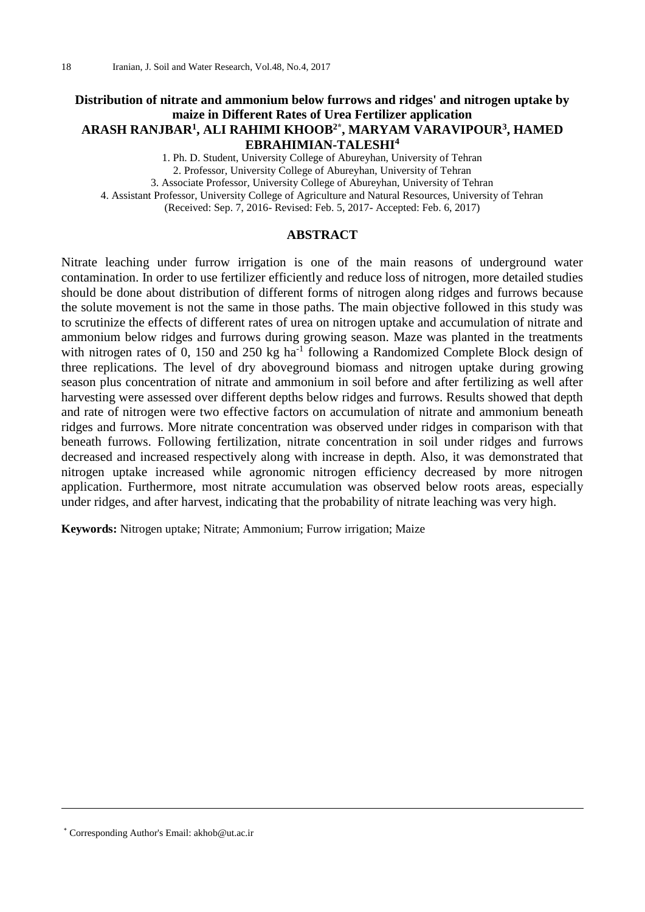# Distribution of nitrate and ammonium below furrows and ridges' and nitrogen uptake by maize in Different Rates of Urea Fertilizer application

**ARASH RANJBAR[1], ALI RAHIMI KHOOB[2*], MARYAM VARAVIPOUR[3], HAMED EBRAHIMIAN-TALESHI[4]**

1. Ph. D. Student, University College of Abureyhan, University of Tehran
2. Professor, University College of Abureyhan, University of Tehran
3. Associate Professor, University College of Abureyhan, University of Tehran
4. Assistant Professor, University College of Agriculture and Natural Resources, University of Tehran

(Received: Sep. 7, 2016- Revised: Feb. 5, 2017- Accepted: Feb. 6, 2017)

## ABSTRACT

Nitrate leaching under furrow irrigation is one of the main reasons of underground water contamination. In order to use fertilizer efficiently and reduce loss of nitrogen, more detailed studies should be done about distribution of different forms of nitrogen along ridges and furrows because the solute movement is not the same in those paths. The main objective followed in this study was to scrutinize the effects of different rates of urea on nitrogen uptake and accumulation of nitrate and ammonium below ridges and furrows during growing season. Maze was planted in the treatments with nitrogen rates of 0, 150 and 250 kg $ha^{-1}$ following a Randomized Complete Block design of three replications. The level of dry aboveground biomass and nitrogen uptake during growing season plus concentration of nitrate and ammonium in soil before and after fertilizing as well after harvesting were assessed over different depths below ridges and furrows. Results showed that depth and rate of nitrogen were two effective factors on accumulation of nitrate and ammonium beneath ridges and furrows. More nitrate concentration was observed under ridges in comparison with that beneath furrows. Following fertilization, nitrate concentration in soil under ridges and furrows decreased and increased respectively along with increase in depth. Also, it was demonstrated that nitrogen uptake increased while agronomic nitrogen efficiency decreased by more nitrogen application. Furthermore, most nitrate accumulation was observed below roots areas, especially under ridges, and after harvest, indicating that the probability of nitrate leaching was very high.

**Keywords:** Nitrogen uptake; Nitrate; Ammonium; Furrow irrigation; Maize

---

[*] Corresponding Author's Email: akhob@ut.ac.ir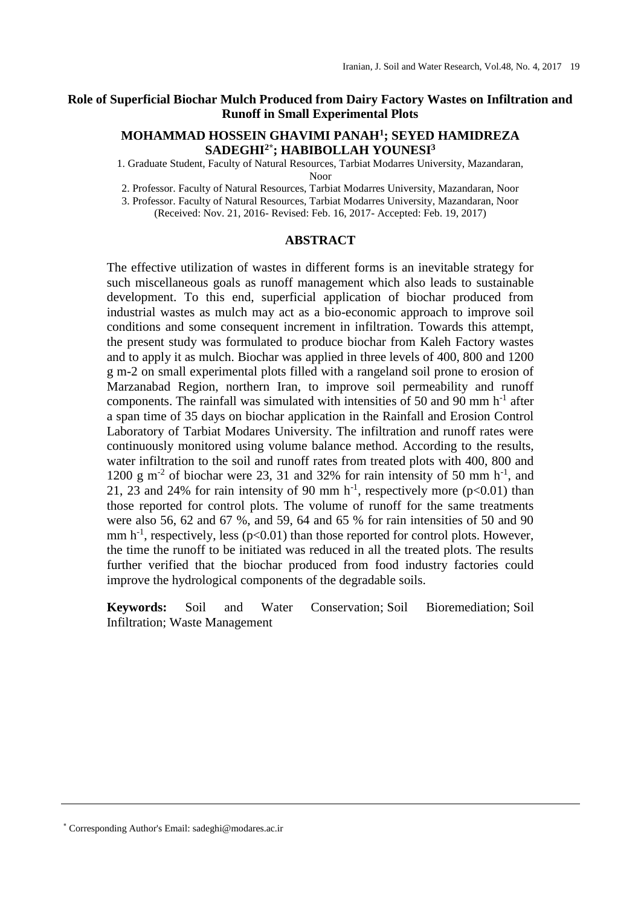# Role of Superficial Biochar Mulch Produced from Dairy Factory Wastes on Infiltration and Runoff in Small Experimental Plots

**MOHAMMAD HOSSEIN GHAVIMI PANAH[1]; SEYED HAMIDREZA SADEGHI[2*]; HABIBOLLAH YOUNESI[3]**

1. Graduate Student, Faculty of Natural Resources, Tarbiat Modarres University, Mazandaran, Noor
2. Professor. Faculty of Natural Resources, Tarbiat Modarres University, Mazandaran, Noor
3. Professor. Faculty of Natural Resources, Tarbiat Modarres University, Mazandaran, Noor

(Received: Nov. 21, 2016- Revised: Feb. 16, 2017- Accepted: Feb. 19, 2017)

## ABSTRACT

The effective utilization of wastes in different forms is an inevitable strategy for such miscellaneous goals as runoff management which also leads to sustainable development. To this end, superficial application of biochar produced from industrial wastes as mulch may act as a bio-economic approach to improve soil conditions and some consequent increment in infiltration. Towards this attempt, the present study was formulated to produce biochar from Kaleh Factory wastes and to apply it as mulch. Biochar was applied in three levels of 400, 800 and 1200 g m-2 on small experimental plots filled with a rangeland soil prone to erosion of Marzanabad Region, northern Iran, to improve soil permeability and runoff components. The rainfall was simulated with intensities of 50 and 90 mm $h^{-1}$ after a span time of 35 days on biochar application in the Rainfall and Erosion Control Laboratory of Tarbiat Modares University. The infiltration and runoff rates were continuously monitored using volume balance method. According to the results, water infiltration to the soil and runoff rates from treated plots with 400, 800 and 1200 g $m^{-2}$ of biochar were 23, 31 and 32% for rain intensity of 50 mm $h^{-1}$, and 21, 23 and 24% for rain intensity of 90 mm $h^{-1}$, respectively more ($p<0.01$) than those reported for control plots. The volume of runoff for the same treatments were also 56, 62 and 67 %, and 59, 64 and 65 % for rain intensities of 50 and 90 mm $h^{-1}$, respectively, less ($p<0.01$) than those reported for control plots. However, the time the runoff to be initiated was reduced in all the treated plots. The results further verified that the biochar produced from food industry factories could improve the hydrological components of the degradable soils.

**Keywords:** Soil and Water Conservation; Soil Bioremediation; Soil Infiltration; Waste Management

---

[*] Corresponding Author's Email: sadeghi@modares.ac.ir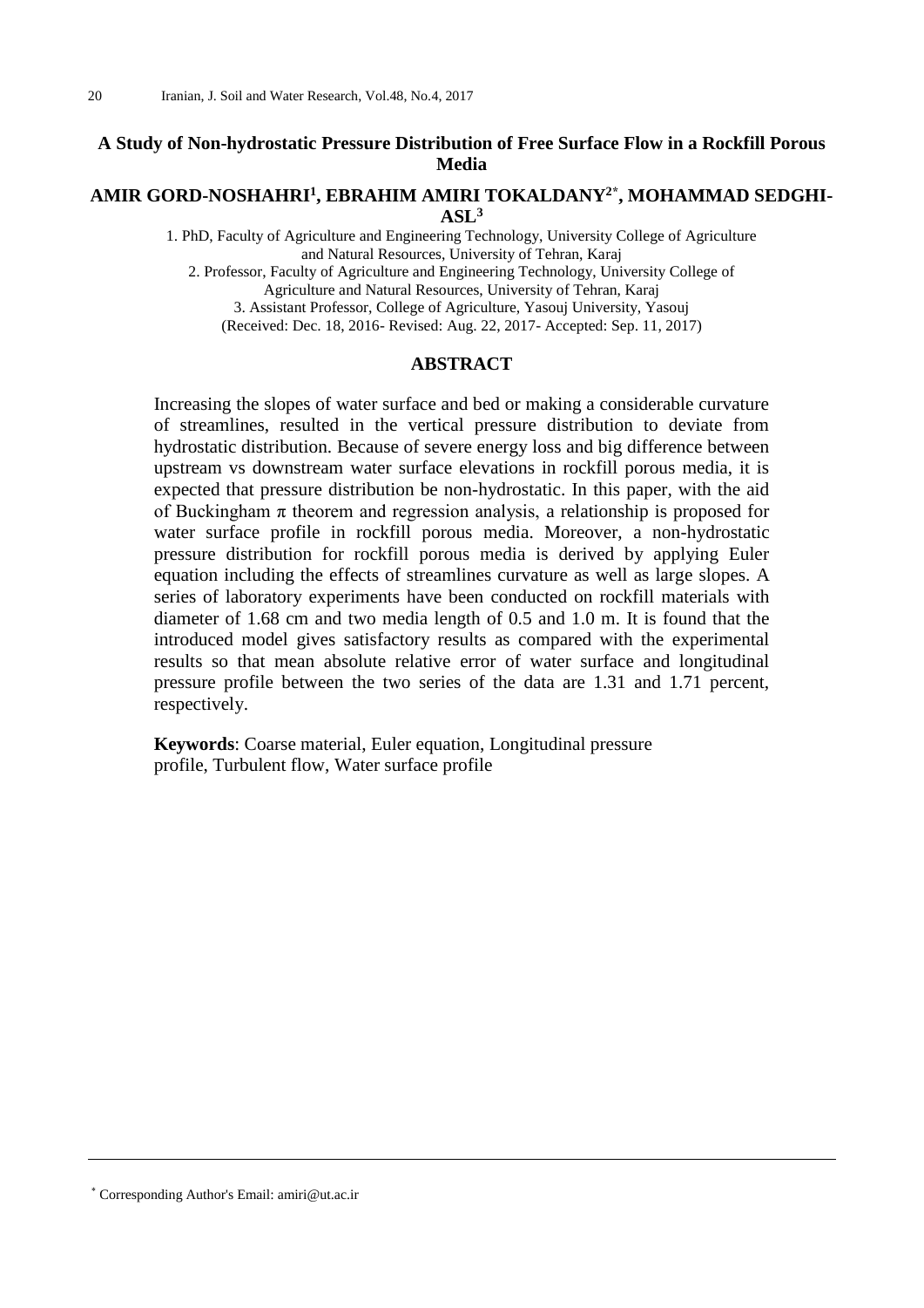# A Study of Non-hydrostatic Pressure Distribution of Free Surface Flow in a Rockfill Porous Media

**AMIR GORD-NOSHAHRI[1], EBRAHIM AMIRI TOKALDANY[2*], MOHAMMAD SEDGHI-ASL[3]**

1. PhD, Faculty of Agriculture and Engineering Technology, University College of Agriculture and Natural Resources, University of Tehran, Karaj
2. Professor, Faculty of Agriculture and Engineering Technology, University College of Agriculture and Natural Resources, University of Tehran, Karaj
3. Assistant Professor, College of Agriculture, Yasouj University, Yasouj

(Received: Dec. 18, 2016- Revised: Aug. 22, 2017- Accepted: Sep. 11, 2017)

## ABSTRACT

Increasing the slopes of water surface and bed or making a considerable curvature of streamlines, resulted in the vertical pressure distribution to deviate from hydrostatic distribution. Because of severe energy loss and big difference between upstream vs downstream water surface elevations in rockfill porous media, it is expected that pressure distribution be non-hydrostatic. In this paper, with the aid of Buckingham $\pi$ theorem and regression analysis, a relationship is proposed for water surface profile in rockfill porous media. Moreover, a non-hydrostatic pressure distribution for rockfill porous media is derived by applying Euler equation including the effects of streamlines curvature as well as large slopes. A series of laboratory experiments have been conducted on rockfill materials with diameter of 1.68 cm and two media length of 0.5 and 1.0 m. It is found that the introduced model gives satisfactory results as compared with the experimental results so that mean absolute relative error of water surface and longitudinal pressure profile between the two series of the data are 1.31 and 1.71 percent, respectively.

**Keywords**: Coarse material, Euler equation, Longitudinal pressure profile, Turbulent flow, Water surface profile

[*] Corresponding Author's Email: amiri@ut.ac.ir